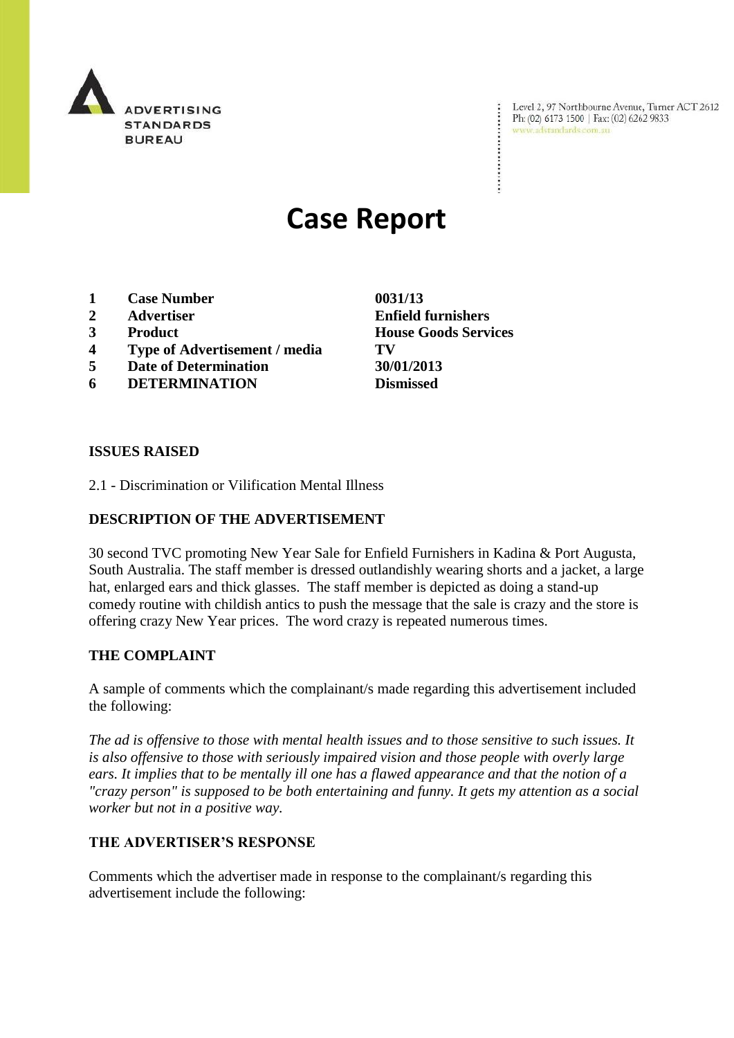ADVERTISING STANDARDS BUREAU

Level 2, 97 Northbourne Avenue, Turner ACT 2612
Ph: (02) 6173 1500 | Fax: (02) 6262 9833
www.adstandards.com.au

# Case Report

| | | |
|---|---|---|
| **1** | **Case Number** | **0031/13** |
| **2** | **Advertiser** | **Enfield furnishers** |
| **3** | **Product** | **House Goods Services** |
| **4** | **Type of Advertisement / media** | **TV** |
| **5** | **Date of Determination** | **30/01/2013** |
| **6** | **DETERMINATION** | **Dismissed** |

## ISSUES RAISED

2.1 - Discrimination or Vilification Mental Illness

## DESCRIPTION OF THE ADVERTISEMENT

30 second TVC promoting New Year Sale for Enfield Furnishers in Kadina & Port Augusta, South Australia. The staff member is dressed outlandishly wearing shorts and a jacket, a large hat, enlarged ears and thick glasses. The staff member is depicted as doing a stand-up comedy routine with childish antics to push the message that the sale is crazy and the store is offering crazy New Year prices. The word crazy is repeated numerous times.

## THE COMPLAINT

A sample of comments which the complainant/s made regarding this advertisement included the following:

*The ad is offensive to those with mental health issues and to those sensitive to such issues. It is also offensive to those with seriously impaired vision and those people with overly large ears. It implies that to be mentally ill one has a flawed appearance and that the notion of a "crazy person" is supposed to be both entertaining and funny. It gets my attention as a social worker but not in a positive way.*

## THE ADVERTISER'S RESPONSE

Comments which the advertiser made in response to the complainant/s regarding this advertisement include the following: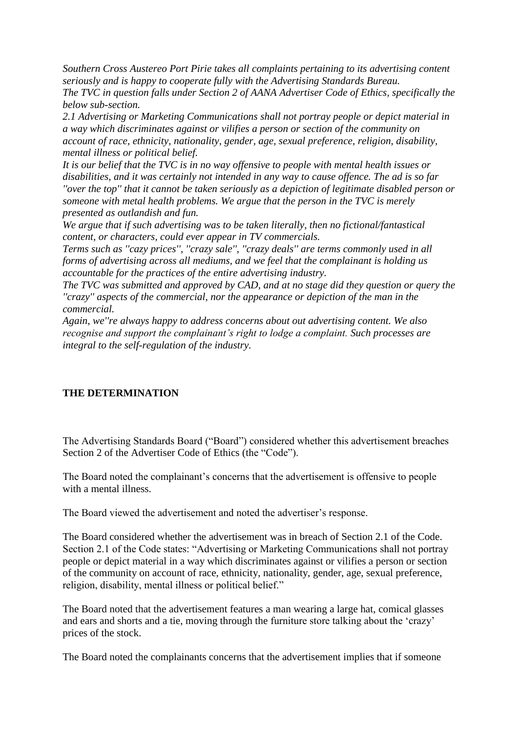*Southern Cross Austereo Port Pirie takes all complaints pertaining to its advertising content seriously and is happy to cooperate fully with the Advertising Standards Bureau.*
*The TVC in question falls under Section 2 of AANA Advertiser Code of Ethics, specifically the below sub-section.*
*2.1 Advertising or Marketing Communications shall not portray people or depict material in a way which discriminates against or vilifies a person or section of the community on account of race, ethnicity, nationality, gender, age, sexual preference, religion, disability, mental illness or political belief.*
*It is our belief that the TVC is in no way offensive to people with mental health issues or disabilities, and it was certainly not intended in any way to cause offence. The ad is so far ''over the top'' that it cannot be taken seriously as a depiction of legitimate disabled person or someone with metal health problems. We argue that the person in the TVC is merely presented as outlandish and fun.*
*We argue that if such advertising was to be taken literally, then no fictional/fantastical content, or characters, could ever appear in TV commercials.*
*Terms such as ''cazy prices'', ''crazy sale'', ''crazy deals'' are terms commonly used in all forms of advertising across all mediums, and we feel that the complainant is holding us accountable for the practices of the entire advertising industry.*
*The TVC was submitted and approved by CAD, and at no stage did they question or query the ''crazy'' aspects of the commercial, nor the appearance or depiction of the man in the commercial.*
*Again, we''re always happy to address concerns about out advertising content. We also recognise and support the complainant's right to lodge a complaint. Such processes are integral to the self-regulation of the industry.*

**THE DETERMINATION**

The Advertising Standards Board ("Board") considered whether this advertisement breaches Section 2 of the Advertiser Code of Ethics (the "Code").

The Board noted the complainant's concerns that the advertisement is offensive to people with a mental illness.

The Board viewed the advertisement and noted the advertiser's response.

The Board considered whether the advertisement was in breach of Section 2.1 of the Code. Section 2.1 of the Code states: "Advertising or Marketing Communications shall not portray people or depict material in a way which discriminates against or vilifies a person or section of the community on account of race, ethnicity, nationality, gender, age, sexual preference, religion, disability, mental illness or political belief."

The Board noted that the advertisement features a man wearing a large hat, comical glasses and ears and shorts and a tie, moving through the furniture store talking about the 'crazy' prices of the stock.

The Board noted the complainants concerns that the advertisement implies that if someone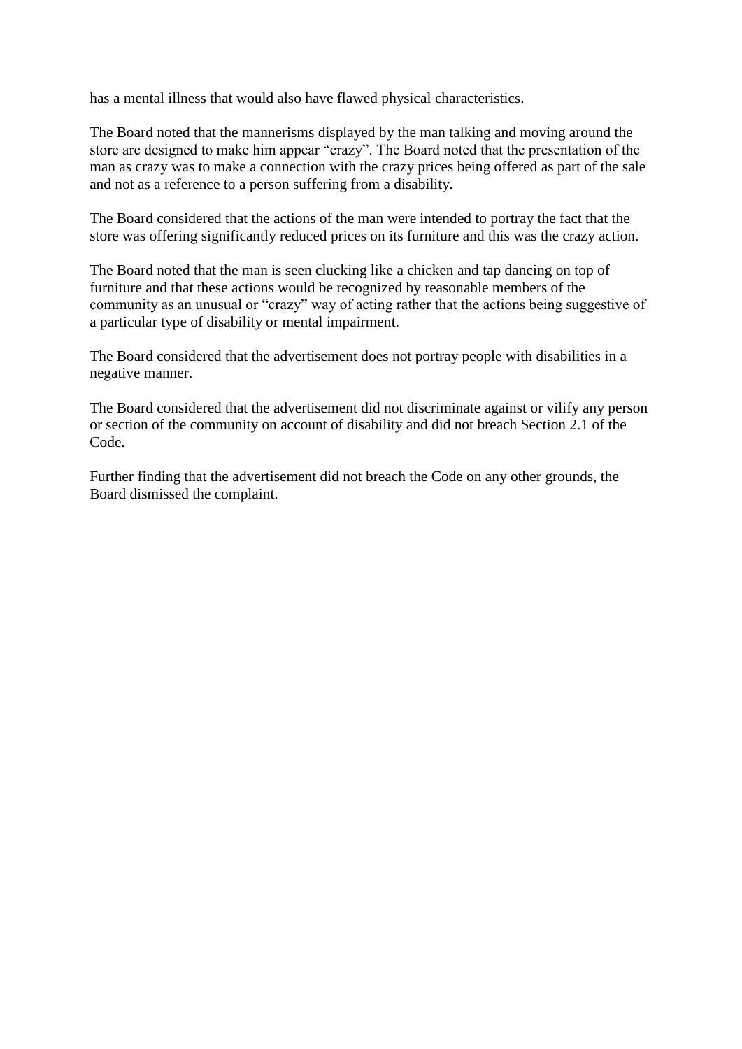has a mental illness that would also have flawed physical characteristics.

The Board noted that the mannerisms displayed by the man talking and moving around the store are designed to make him appear “crazy”. The Board noted that the presentation of the man as crazy was to make a connection with the crazy prices being offered as part of the sale and not as a reference to a person suffering from a disability.

The Board considered that the actions of the man were intended to portray the fact that the store was offering significantly reduced prices on its furniture and this was the crazy action.

The Board noted that the man is seen clucking like a chicken and tap dancing on top of furniture and that these actions would be recognized by reasonable members of the community as an unusual or “crazy” way of acting rather that the actions being suggestive of a particular type of disability or mental impairment.

The Board considered that the advertisement does not portray people with disabilities in a negative manner.

The Board considered that the advertisement did not discriminate against or vilify any person or section of the community on account of disability and did not breach Section 2.1 of the Code.

Further finding that the advertisement did not breach the Code on any other grounds, the Board dismissed the complaint.